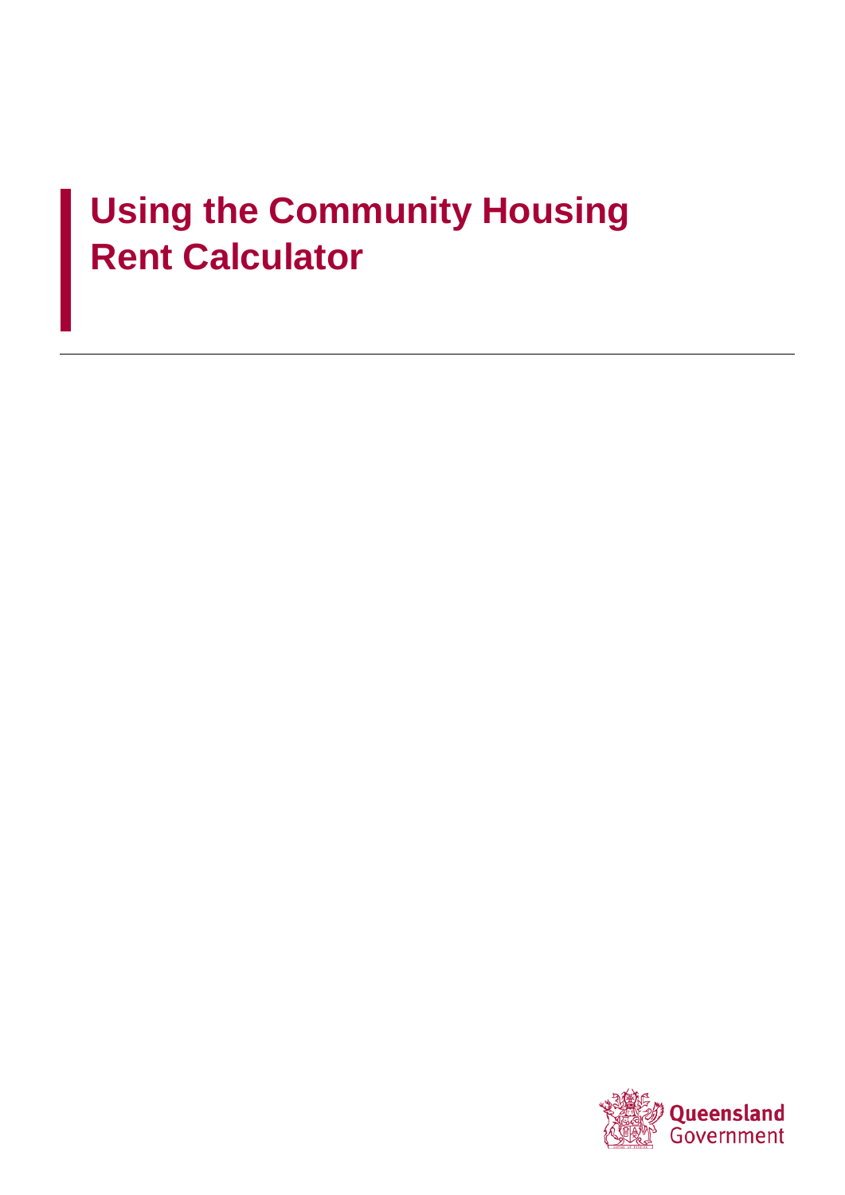# Using the Community Housing Rent Calculator

Queensland Government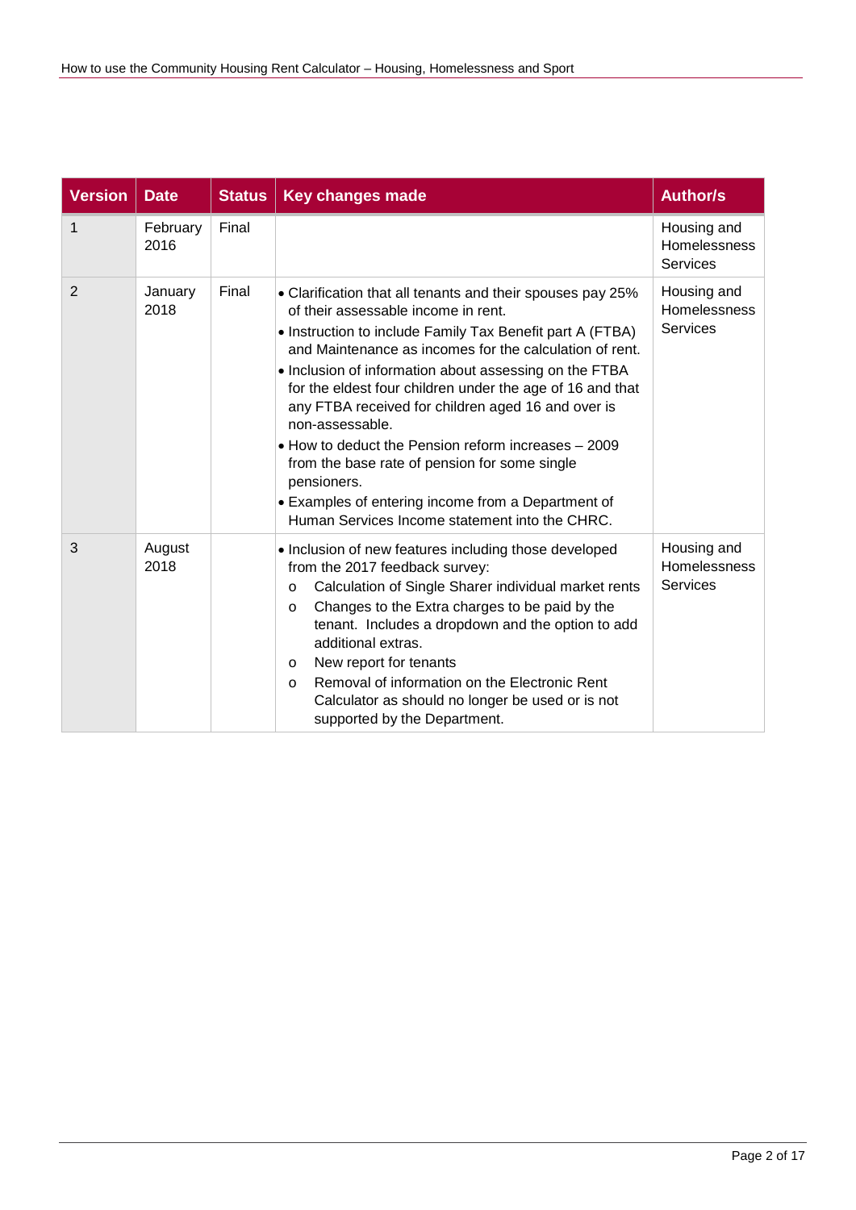| Version | Date | Status | Key changes made | Author/s |
|---|---|---|---|---|
| 1 | February 2016 | Final | | Housing and Homelessness Services |
| 2 | January 2018 | Final | • Clarification that all tenants and their spouses pay 25% of their assessable income in rent.<br>• Instruction to include Family Tax Benefit part A (FTBA) and Maintenance as incomes for the calculation of rent.<br>• Inclusion of information about assessing on the FTBA for the eldest four children under the age of 16 and that any FTBA received for children aged 16 and over is non-assessable.<br>• How to deduct the Pension reform increases – 2009 from the base rate of pension for some single pensioners.<br>• Examples of entering income from a Department of Human Services Income statement into the CHRC. | Housing and Homelessness Services |
| 3 | August 2018 | | • Inclusion of new features including those developed from the 2017 feedback survey:<br>o Calculation of Single Sharer individual market rents<br>o Changes to the Extra charges to be paid by the tenant. Includes a dropdown and the option to add additional extras.<br>o New report for tenants<br>o Removal of information on the Electronic Rent Calculator as should no longer be used or is not supported by the Department. | Housing and Homelessness Services |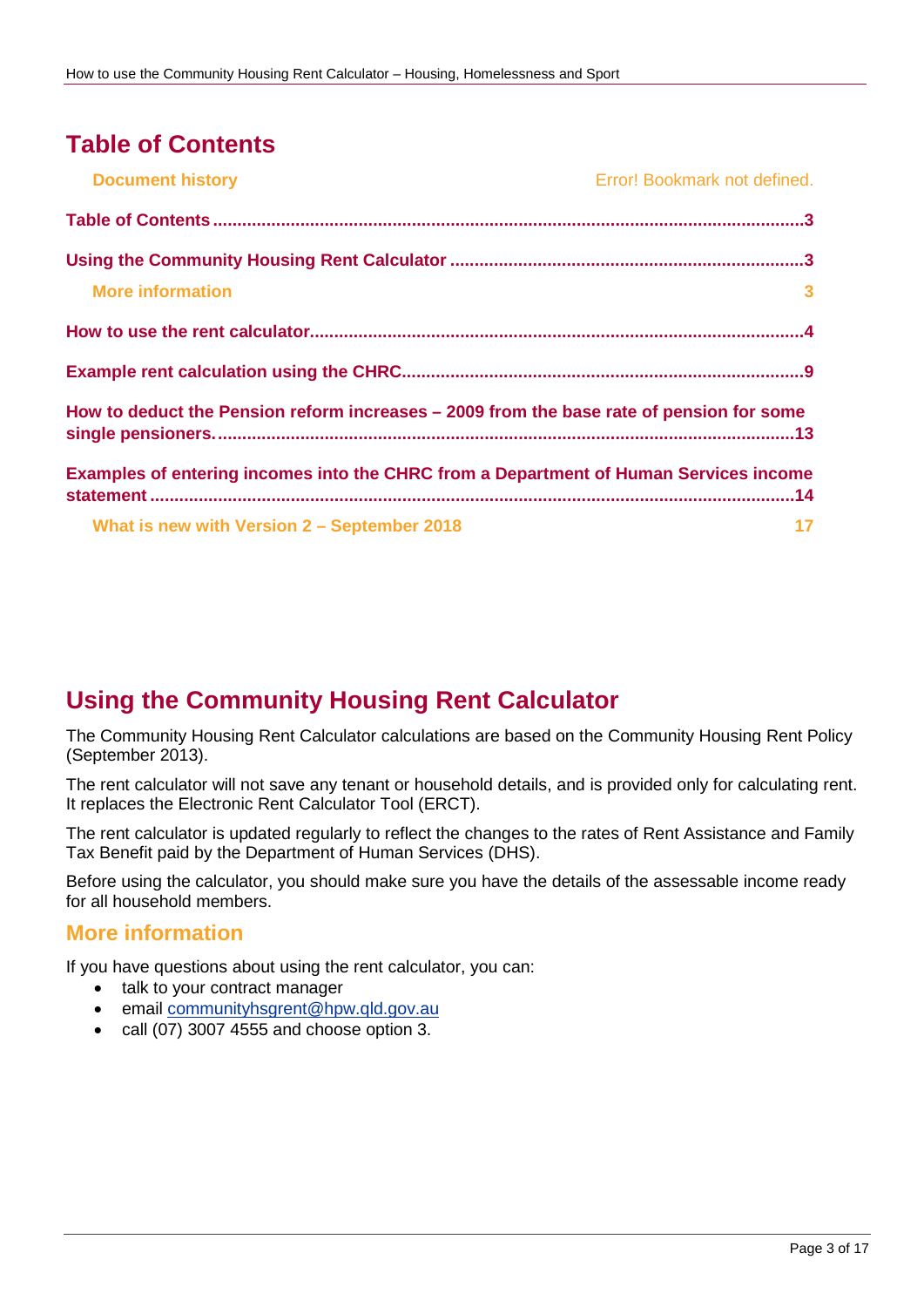# Table of Contents

| | |
|---|---|
| **Document history** | Error! Bookmark not defined. |
| **Table of Contents** | **3** |
| **Using the Community Housing Rent Calculator** | **3** |
| **More information** | **3** |
| **How to use the rent calculator** | **4** |
| **Example rent calculation using the CHRC** | **9** |
| **How to deduct the Pension reform increases – 2009 from the base rate of pension for some single pensioners.** | **13** |
| **Examples of entering incomes into the CHRC from a Department of Human Services income statement** | **14** |
| **What is new with Version 2 – September 2018** | **17** |

# Using the Community Housing Rent Calculator

The Community Housing Rent Calculator calculations are based on the Community Housing Rent Policy (September 2013).

The rent calculator will not save any tenant or household details, and is provided only for calculating rent. It replaces the Electronic Rent Calculator Tool (ERCT).

The rent calculator is updated regularly to reflect the changes to the rates of Rent Assistance and Family Tax Benefit paid by the Department of Human Services (DHS).

Before using the calculator, you should make sure you have the details of the assessable income ready for all household members.

## More information

If you have questions about using the rent calculator, you can:

- talk to your contract manager
- email communityhsgrent@hpw.qld.gov.au
- call (07) 3007 4555 and choose option 3.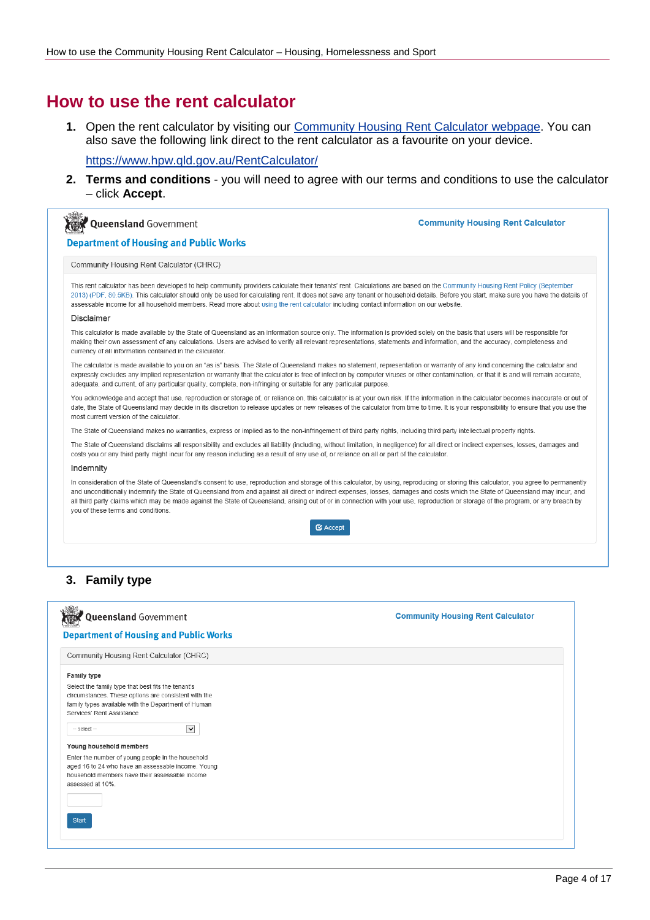# How to use the rent calculator

1. Open the rent calculator by visiting our [Community Housing Rent Calculator webpage](https://www.hpw.qld.gov.au/RentCalculator/). You can also save the following link direct to the rent calculator as a favourite on your device.

   https://www.hpw.qld.gov.au/RentCalculator/

2. **Terms and conditions** - you will need to agree with our terms and conditions to use the calculator – click **Accept**.

Queensland Government

Department of Housing and Public Works

Community Housing Rent Calculator

Community Housing Rent Calculator (CHRC)

This rent calculator has been developed to help community providers calculate their tenants' rent. Calculations are based on the Community Housing Rent Policy (September 2013) (PDF, 80.5KB). This calculator should only be used for calculating rent. It does not save any tenant or household details. Before you start, make sure you have the details of assessable income for all household members. Read more about using the rent calculator including contact information on our website.

Disclaimer

This calculator is made available by the State of Queensland as an information source only. The information is provided solely on the basis that users will be responsible for making their own assessment of any calculations. Users are advised to verify all relevant representations, statements and information, and the accuracy, completeness and currency of all information contained in the calculator.

The calculator is made available to you on an "as is" basis. The State of Queensland makes no statement, representation or warranty of any kind concerning the calculator and expressly excludes any implied representation or warranty that the calculator is free of infection by computer viruses or other contamination, or that it is and will remain accurate, adequate, and current, of any particular quality, complete, non-infringing or suitable for any particular purpose.

You acknowledge and accept that use, reproduction or storage of, or reliance on, this calculator is at your own risk. If the information in the calculator becomes inaccurate or out of date, the State of Queensland may decide in its discretion to release updates or new releases of the calculator from time to time. It is your responsibility to ensure that you use the most current version of the calculator.

The State of Queensland makes no warranties, express or implied as to the non-infringement of third party rights, including third party intellectual property rights.

The State of Queensland disclaims all responsibility and excludes all liability (including, without limitation, in negligence) for all direct or indirect expenses, losses, damages and costs you or any third party might incur for any reason including as a result of any use of, or reliance on all or part of the calculator.

Indemnity

In consideration of the State of Queensland's consent to use, reproduction and storage of this calculator, by using, reproducing or storing this calculator, you agree to permanently and unconditionally indemnify the State of Queensland from and against all direct or indirect expenses, losses, damages and costs which the State of Queensland may incur, and all third party claims which may be made against the State of Queensland, arising out of or in connection with your use, reproduction or storage of the program, or any breach by you of these terms and conditions.

Accept

3. **Family type**

Queensland Government

Department of Housing and Public Works

Community Housing Rent Calculator

Community Housing Rent Calculator (CHRC)

**Family type**

Select the family type that best fits the tenant's circumstances. These options are consistent with the family types available with the Department of Human Services' Rent Assistance

-- select --

**Young household members**

Enter the number of young people in the household aged 16 to 24 who have an assessable income. Young household members have their assessable income assessed at 10%.

Start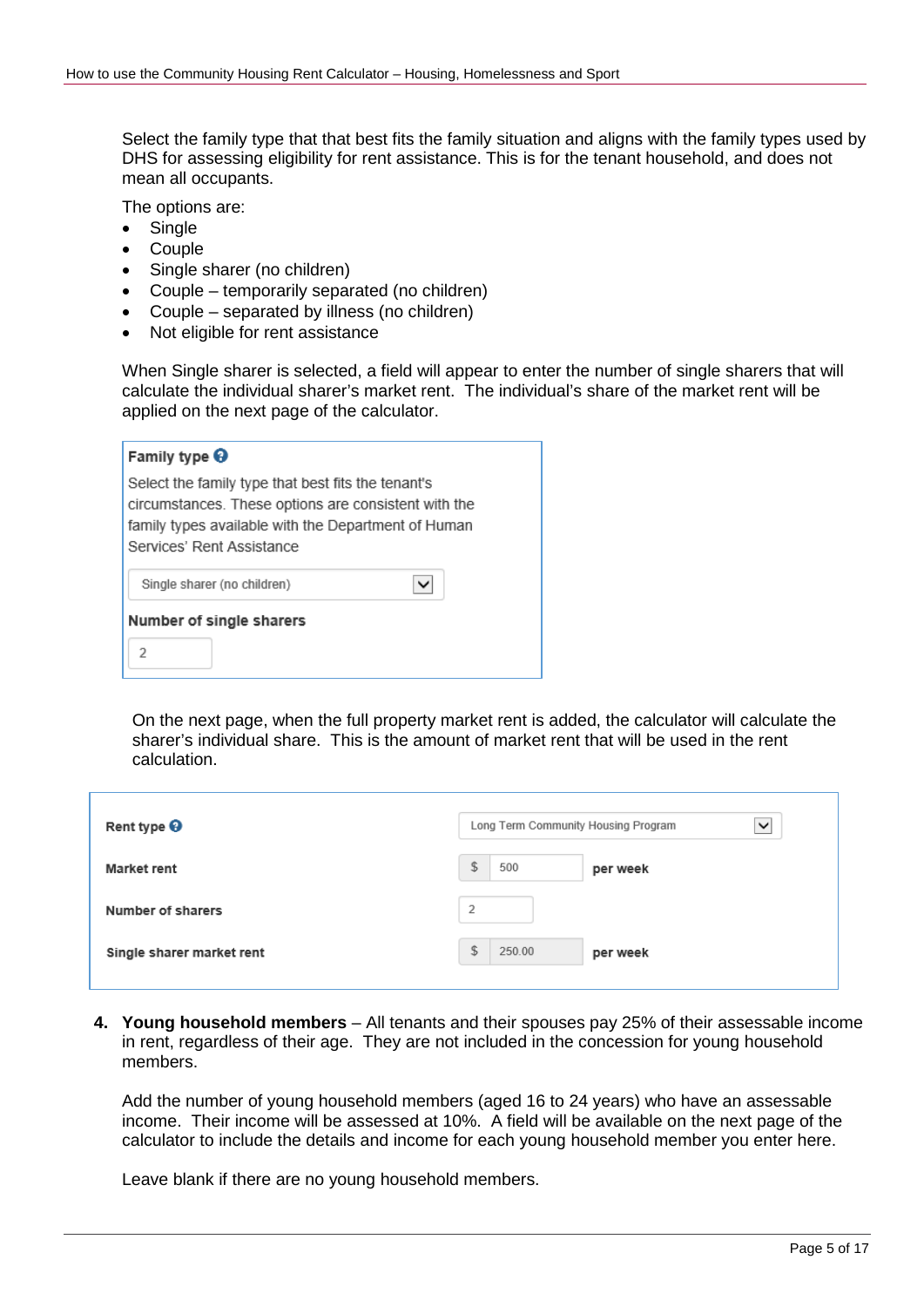Select the family type that that best fits the family situation and aligns with the family types used by DHS for assessing eligibility for rent assistance. This is for the tenant household, and does not mean all occupants.

The options are:

- Single
- Couple
- Single sharer (no children)
- Couple – temporarily separated (no children)
- Couple – separated by illness (no children)
- Not eligible for rent assistance

When Single sharer is selected, a field will appear to enter the number of single sharers that will calculate the individual sharer's market rent. The individual's share of the market rent will be applied on the next page of the calculator.

**Family type**

Select the family type that best fits the tenant's circumstances. These options are consistent with the family types available with the Department of Human Services' Rent Assistance

Single sharer (no children)

**Number of single sharers**

2

On the next page, when the full property market rent is added, the calculator will calculate the sharer's individual share. This is the amount of market rent that will be used in the rent calculation.

| | |
|---|---|
| **Rent type** | Long Term Community Housing Program |
| **Market rent** | $ 500 **per week** |
| **Number of sharers** | 2 |
| **Single sharer market rent** | $ 250.00 **per week** |

4. **Young household members** – All tenants and their spouses pay 25% of their assessable income in rent, regardless of their age. They are not included in the concession for young household members.

   Add the number of young household members (aged 16 to 24 years) who have an assessable income. Their income will be assessed at 10%. A field will be available on the next page of the calculator to include the details and income for each young household member you enter here.

   Leave blank if there are no young household members.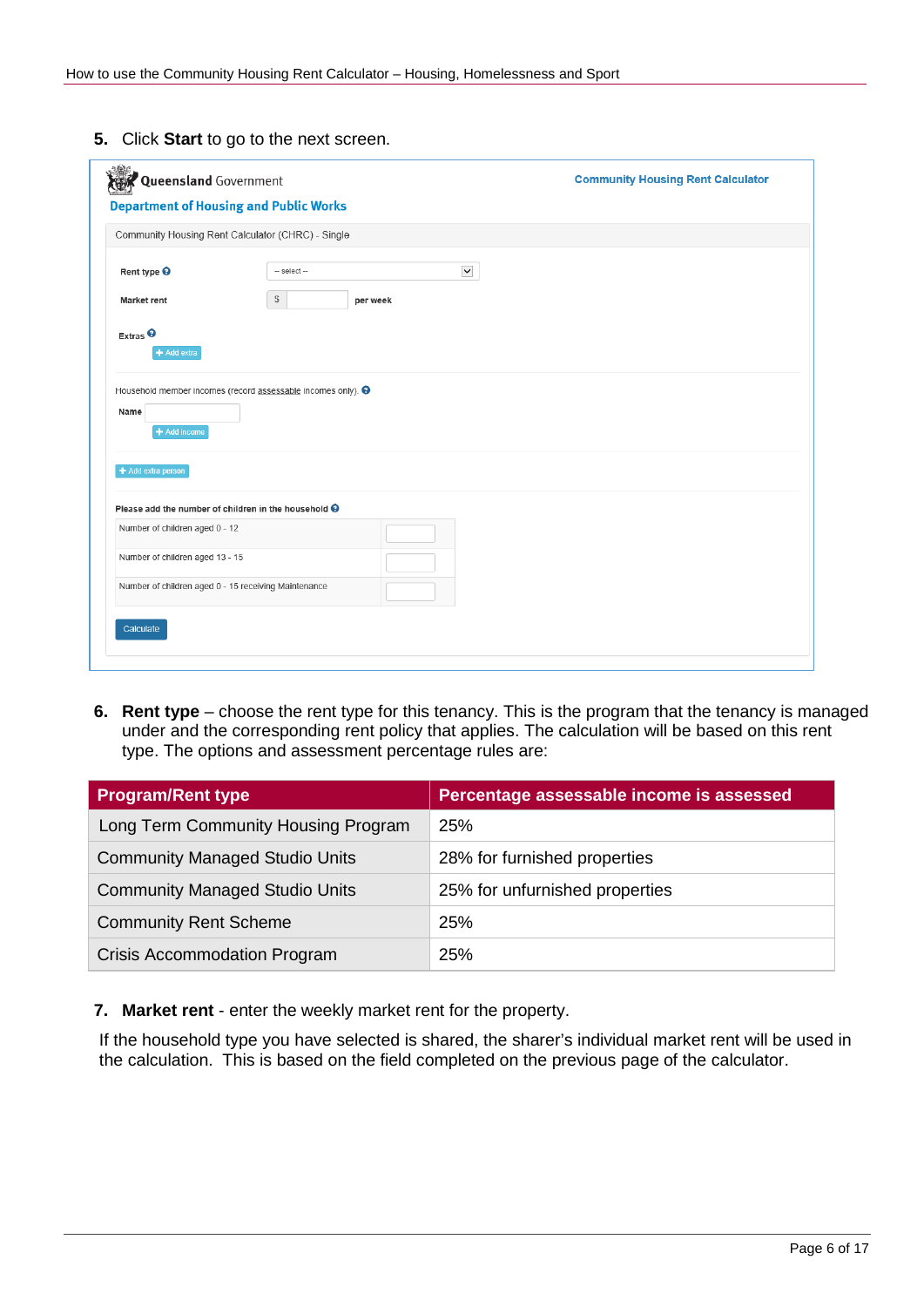5. Click **Start** to go to the next screen.

6. **Rent type** – choose the rent type for this tenancy. This is the program that the tenancy is managed under and the corresponding rent policy that applies. The calculation will be based on this rent type. The options and assessment percentage rules are:

| Program/Rent type | Percentage assessable income is assessed |
|---|---|
| Long Term Community Housing Program | 25% |
| Community Managed Studio Units | 28% for furnished properties |
| Community Managed Studio Units | 25% for unfurnished properties |
| Community Rent Scheme | 25% |
| Crisis Accommodation Program | 25% |

7. **Market rent** - enter the weekly market rent for the property.

If the household type you have selected is shared, the sharer's individual market rent will be used in the calculation. This is based on the field completed on the previous page of the calculator.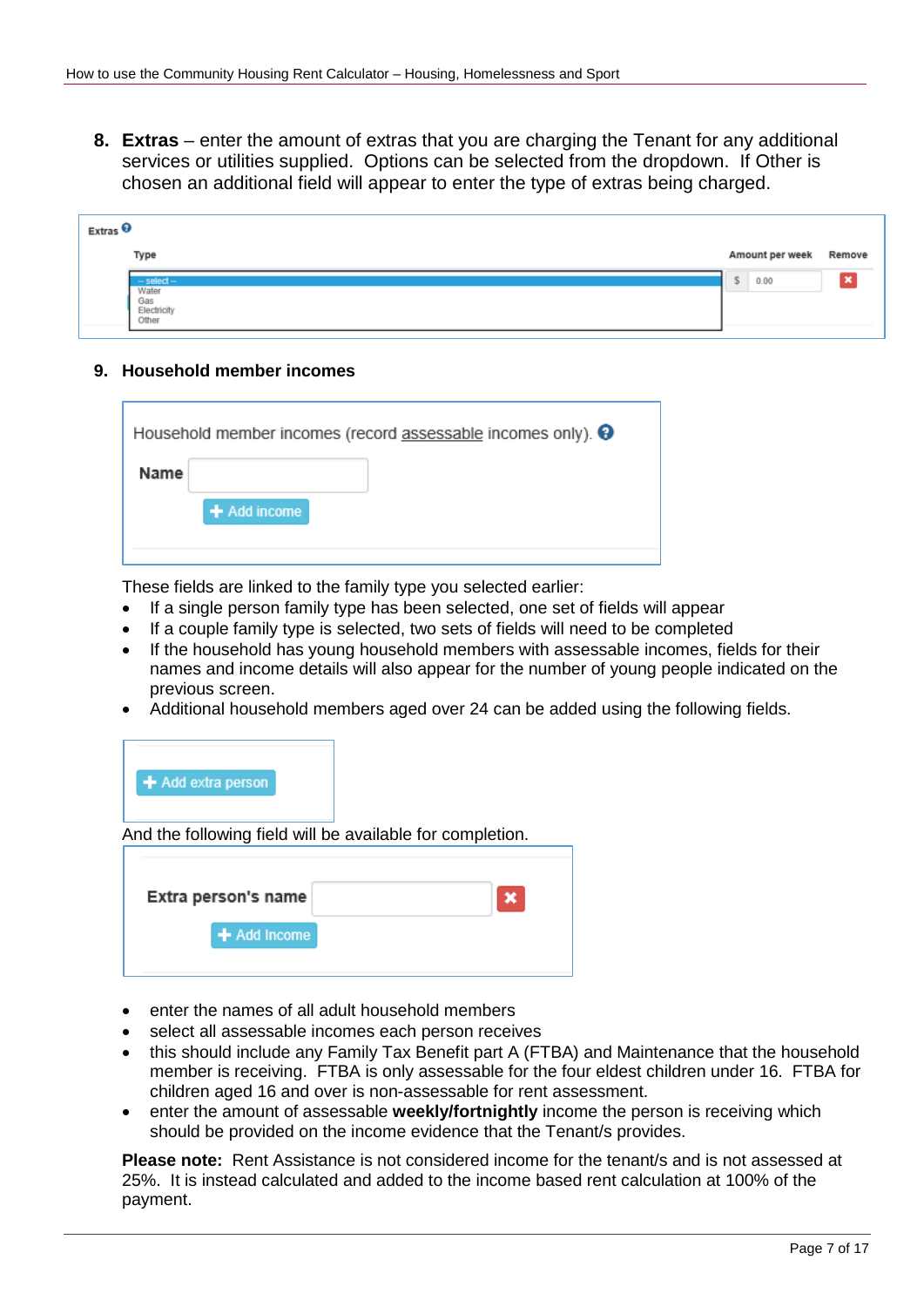8. **Extras** – enter the amount of extras that you are charging the Tenant for any additional services or utilities supplied. Options can be selected from the dropdown. If Other is chosen an additional field will appear to enter the type of extras being charged.

Extras

| Type | Amount per week | Remove |
| --- | --- | --- |
| -- select -- / Water / Gas / Electricity / Other | $ 0.00 | ✖ |

9. **Household member incomes**

Household member incomes (record assessable incomes only).

Name

+ Add income

These fields are linked to the family type you selected earlier:

- If a single person family type has been selected, one set of fields will appear
- If a couple family type is selected, two sets of fields will need to be completed
- If the household has young household members with assessable incomes, fields for their names and income details will also appear for the number of young people indicated on the previous screen.
- Additional household members aged over 24 can be added using the following fields.

+ Add extra person

And the following field will be available for completion.

Extra person's name ✖

+ Add Income

- enter the names of all adult household members
- select all assessable incomes each person receives
- this should include any Family Tax Benefit part A (FTBA) and Maintenance that the household member is receiving. FTBA is only assessable for the four eldest children under 16. FTBA for children aged 16 and over is non-assessable for rent assessment.
- enter the amount of assessable **weekly/fortnightly** income the person is receiving which should be provided on the income evidence that the Tenant/s provides.

**Please note:** Rent Assistance is not considered income for the tenant/s and is not assessed at 25%. It is instead calculated and added to the income based rent calculation at 100% of the payment.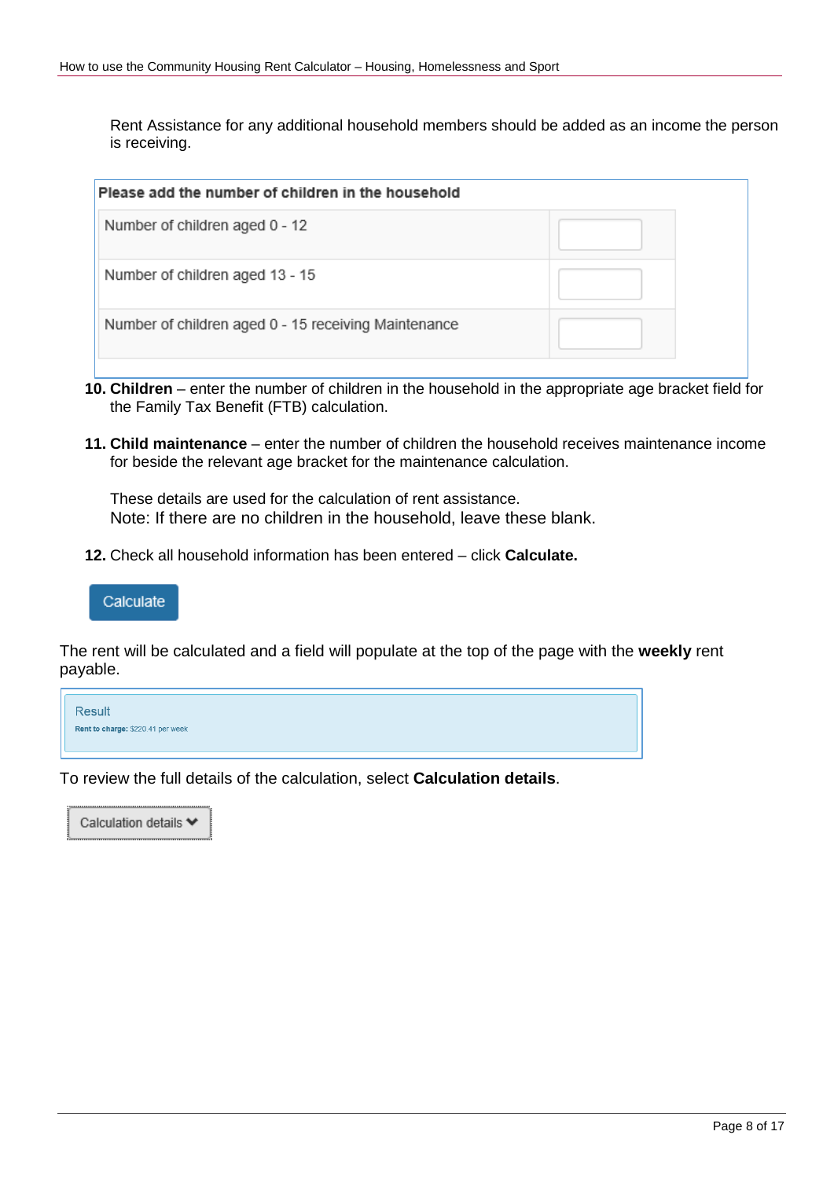Rent Assistance for any additional household members should be added as an income the person is receiving.

| Please add the number of children in the household | |
|---|---|
| Number of children aged 0 - 12 | |
| Number of children aged 13 - 15 | |
| Number of children aged 0 - 15 receiving Maintenance | |

10. **Children** – enter the number of children in the household in the appropriate age bracket field for the Family Tax Benefit (FTB) calculation.

11. **Child maintenance** – enter the number of children the household receives maintenance income for beside the relevant age bracket for the maintenance calculation.

    These details are used for the calculation of rent assistance.
    Note: If there are no children in the household, leave these blank.

12. Check all household information has been entered – click **Calculate.**

Calculate

The rent will be calculated and a field will populate at the top of the page with the **weekly** rent payable.

Result
**Rent to charge:** $220.41 per week

To review the full details of the calculation, select **Calculation details**.

Calculation details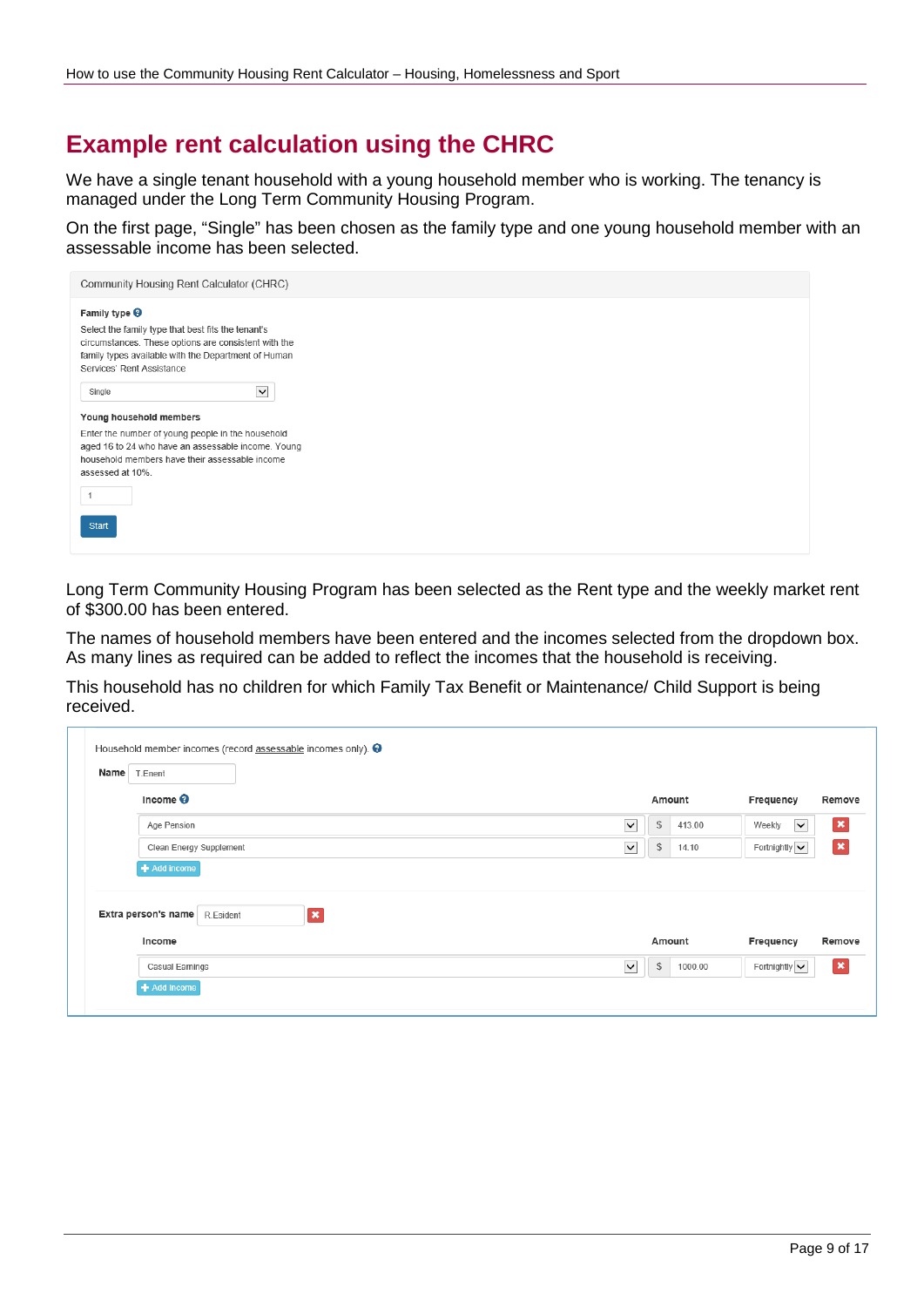# Example rent calculation using the CHRC

We have a single tenant household with a young household member who is working. The tenancy is managed under the Long Term Community Housing Program.

On the first page, “Single” has been chosen as the family type and one young household member with an assessable income has been selected.

Community Housing Rent Calculator (CHRC)

**Family type**

Select the family type that best fits the tenant's circumstances. These options are consistent with the family types available with the Department of Human Services' Rent Assistance

Single

**Young household members**

Enter the number of young people in the household aged 16 to 24 who have an assessable income. Young household members have their assessable income assessed at 10%.

1

Start

Long Term Community Housing Program has been selected as the Rent type and the weekly market rent of $300.00 has been entered.

The names of household members have been entered and the incomes selected from the dropdown box. As many lines as required can be added to reflect the incomes that the household is receiving.

This household has no children for which Family Tax Benefit or Maintenance/ Child Support is being received.

Household member incomes (record assessable incomes only).

**Name** T.Enent

| Income | Amount | Frequency | Remove |
| --- | --- | --- | --- |
| Age Pension | $ 413.00 | Weekly | ✖ |
| Clean Energy Supplement | $ 14.10 | Fortnightly | ✖ |

+ Add income

**Extra person's name** R.Esident ✖

| Income | Amount | Frequency | Remove |
| --- | --- | --- | --- |
| Casual Earnings | $ 1000.00 | Fortnightly | ✖ |

+ Add income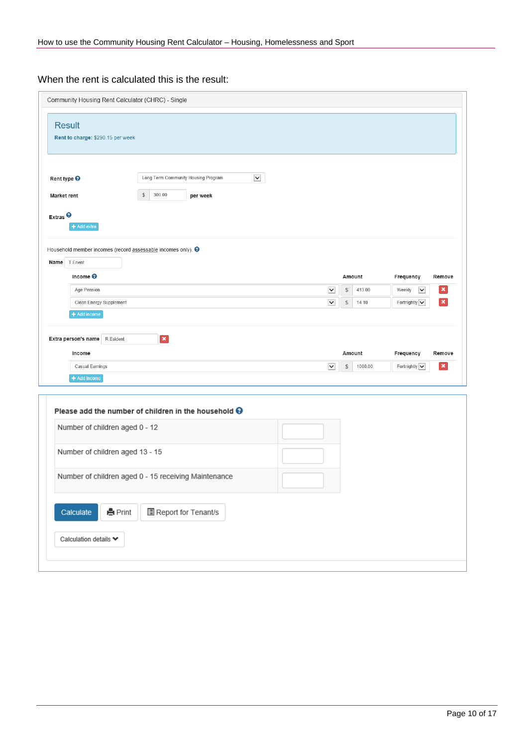When the rent is calculated this is the result:

Community Housing Rent Calculator (CHRC) - Single

**Result**

**Rent to charge:** $290.15 per week

**Rent type** Long Term Community Housing Program

**Market rent** $ 300.00 **per week**

**Extras**

+ Add extra

Household member incomes (record assessable incomes only).

**Name** T.Enent

| Income | Amount | Frequency | Remove |
|---|---|---|---|
| Age Pension | $ 413.00 | Weekly | ✖ |
| Clean Energy Supplement | $ 14.10 | Fortnightly | ✖ |

+ Add income

**Extra person's name** R.Esident

| Income | Amount | Frequency | Remove |
|---|---|---|---|
| Casual Earnings | $ 1000.00 | Fortnightly | ✖ |

+ Add income

**Please add the number of children in the household**

| | |
|---|---|
| Number of children aged 0 - 12 | |
| Number of children aged 13 - 15 | |
| Number of children aged 0 - 15 receiving Maintenance | |

Calculate | Print | Report for Tenant/s

Calculation details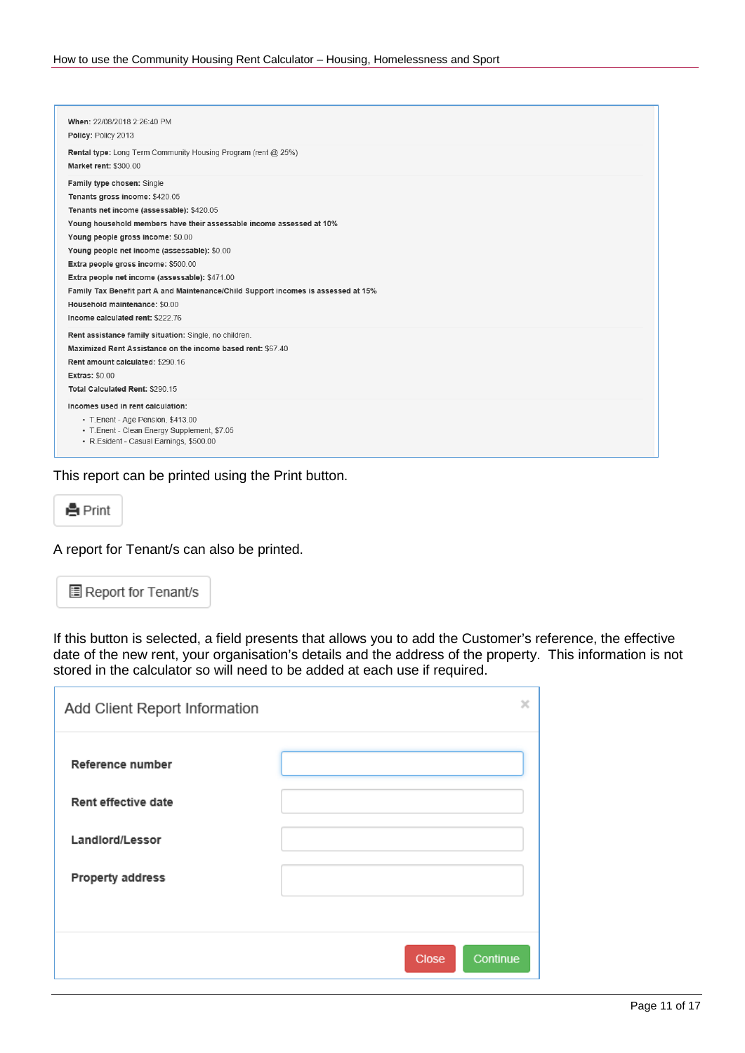**When:** 22/08/2018 2:26:40 PM
**Policy:** Policy 2013

**Rental type:** Long Term Community Housing Program (rent @ 25%)
**Market rent:** $300.00

**Family type chosen:** Single
**Tenants gross income:** $420.05
**Tenants net income (assessable):** $420.05
**Young household members have their assessable income assessed at 10%**
**Young people gross income:** $0.00
**Young people net income (assessable):** $0.00
**Extra people gross income:** $500.00
**Extra people net income (assessable):** $471.00
**Family Tax Benefit part A and Maintenance/Child Support incomes is assessed at 15%**
**Household maintenance:** $0.00
**Income calculated rent:** $222.76

**Rent assistance family situation:** Single, no children.
**Maximized Rent Assistance on the income based rent:** $67.40
**Rent amount calculated:** $290.16
**Extras:** $0.00
**Total Calculated Rent:** $290.15

**Incomes used in rent calculation:**

- T.Enent - Age Pension, $413.00
- T.Enent - Clean Energy Supplement, $7.05
- R.Esident - Casual Earnings, $500.00

This report can be printed using the Print button.

Print

A report for Tenant/s can also be printed.

Report for Tenant/s

If this button is selected, a field presents that allows you to add the Customer's reference, the effective date of the new rent, your organisation's details and the address of the property. This information is not stored in the calculator so will need to be added at each use if required.

**Add Client Report Information**

| | |
|---|---|
| **Reference number** | |
| **Rent effective date** | |
| **Landlord/Lessor** | |
| **Property address** | |

Close | Continue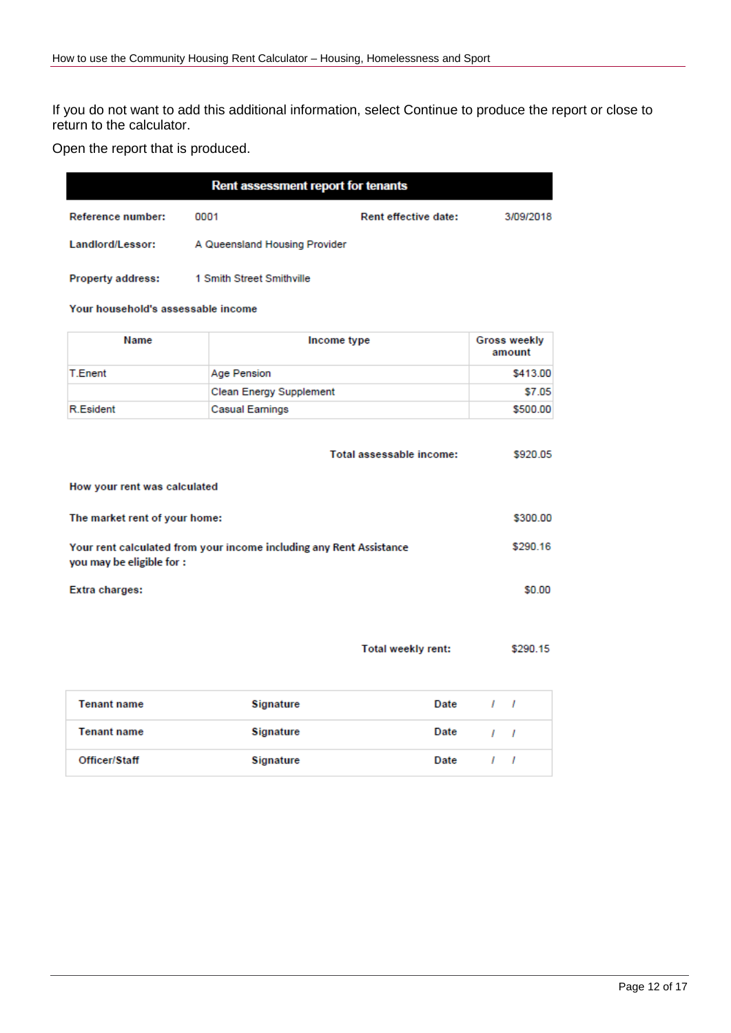If you do not want to add this additional information, select Continue to produce the report or close to return to the calculator.

Open the report that is produced.

**Rent assessment report for tenants**

| | | | |
|---|---|---|---|
| **Reference number:** | 0001 | **Rent effective date:** | 3/09/2018 |
| **Landlord/Lessor:** | A Queensland Housing Provider | | |
| **Property address:** | 1 Smith Street Smithville | | |

**Your household's assessable income**

| Name | Income type | Gross weekly amount |
|---|---|---|
| T.Enent | Age Pension | $413.00 |
| | Clean Energy Supplement | $7.05 |
| R.Esident | Casual Earnings | $500.00 |

**Total assessable income:** $920.05

**How your rent was calculated**

| | |
|---|---|
| **The market rent of your home:** | $300.00 |
| **Your rent calculated from your income including any Rent Assistance you may be eligible for :** | $290.16 |
| **Extra charges:** | $0.00 |

**Total weekly rent:** $290.15

| | | | |
|---|---|---|---|
| **Tenant name** | **Signature** | **Date** | / / |
| **Tenant name** | **Signature** | **Date** | / / |
| **Officer/Staff** | **Signature** | **Date** | / / |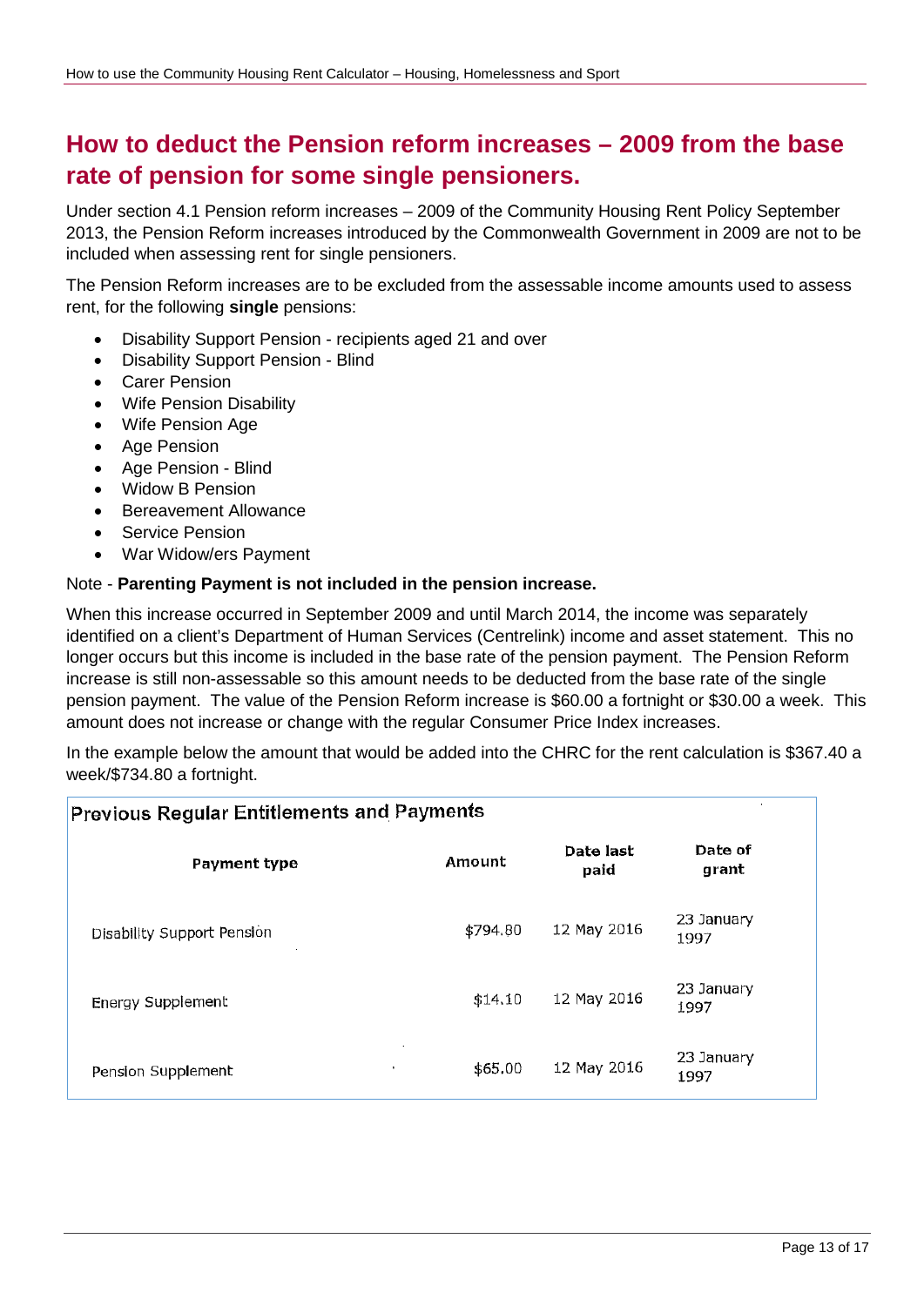## How to deduct the Pension reform increases – 2009 from the base rate of pension for some single pensioners.

Under section 4.1 Pension reform increases – 2009 of the Community Housing Rent Policy September 2013, the Pension Reform increases introduced by the Commonwealth Government in 2009 are not to be included when assessing rent for single pensioners.

The Pension Reform increases are to be excluded from the assessable income amounts used to assess rent, for the following **single** pensions:

- Disability Support Pension - recipients aged 21 and over
- Disability Support Pension - Blind
- Carer Pension
- Wife Pension Disability
- Wife Pension Age
- Age Pension
- Age Pension - Blind
- Widow B Pension
- Bereavement Allowance
- Service Pension
- War Widow/ers Payment

Note - **Parenting Payment is not included in the pension increase.**

When this increase occurred in September 2009 and until March 2014, the income was separately identified on a client's Department of Human Services (Centrelink) income and asset statement. This no longer occurs but this income is included in the base rate of the pension payment. The Pension Reform increase is still non-assessable so this amount needs to be deducted from the base rate of the single pension payment. The value of the Pension Reform increase is $60.00 a fortnight or $30.00 a week. This amount does not increase or change with the regular Consumer Price Index increases.

In the example below the amount that would be added into the CHRC for the rent calculation is $367.40 a week/$734.80 a fortnight.

**Previous Regular Entitlements and Payments**

| Payment type | Amount | Date last paid | Date of grant |
|---|---|---|---|
| Disability Support Pension | $794.80 | 12 May 2016 | 23 January 1997 |
| Energy Supplement | $14.10 | 12 May 2016 | 23 January 1997 |
| Pension Supplement | $65.00 | 12 May 2016 | 23 January 1997 |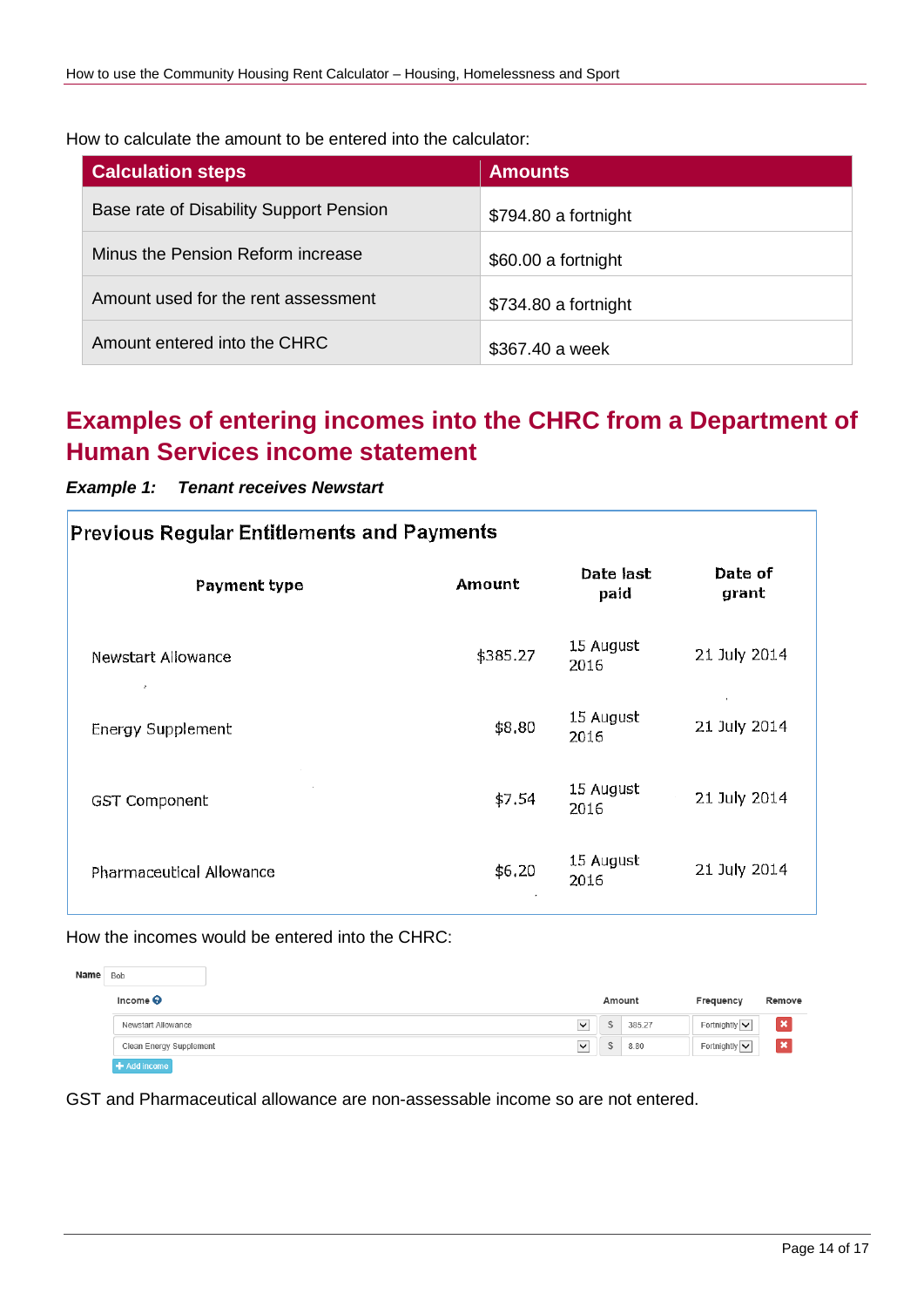How to calculate the amount to be entered into the calculator:

| Calculation steps | Amounts |
|---|---|
| Base rate of Disability Support Pension | $794.80 a fortnight |
| Minus the Pension Reform increase | $60.00 a fortnight |
| Amount used for the rent assessment | $734.80 a fortnight |
| Amount entered into the CHRC | $367.40 a week |

## Examples of entering incomes into the CHRC from a Department of Human Services income statement

***Example 1: Tenant receives Newstart***

**Previous Regular Entitlements and Payments**

| Payment type | Amount | Date last paid | Date of grant |
|---|---|---|---|
| Newstart Allowance | $385.27 | 15 August 2016 | 21 July 2014 |
| Energy Supplement | $8.80 | 15 August 2016 | 21 July 2014 |
| GST Component | $7.54 | 15 August 2016 | 21 July 2014 |
| Pharmaceutical Allowance | $6.20 | 15 August 2016 | 21 July 2014 |

How the incomes would be entered into the CHRC:

Name: Bob

| Income | Amount | Frequency | Remove |
|---|---|---|---|
| Newstart Allowance | $ 385.27 | Fortnightly | ✖ |
| Clean Energy Supplement | $ 8.80 | Fortnightly | ✖ |

+ Add income

GST and Pharmaceutical allowance are non-assessable income so are not entered.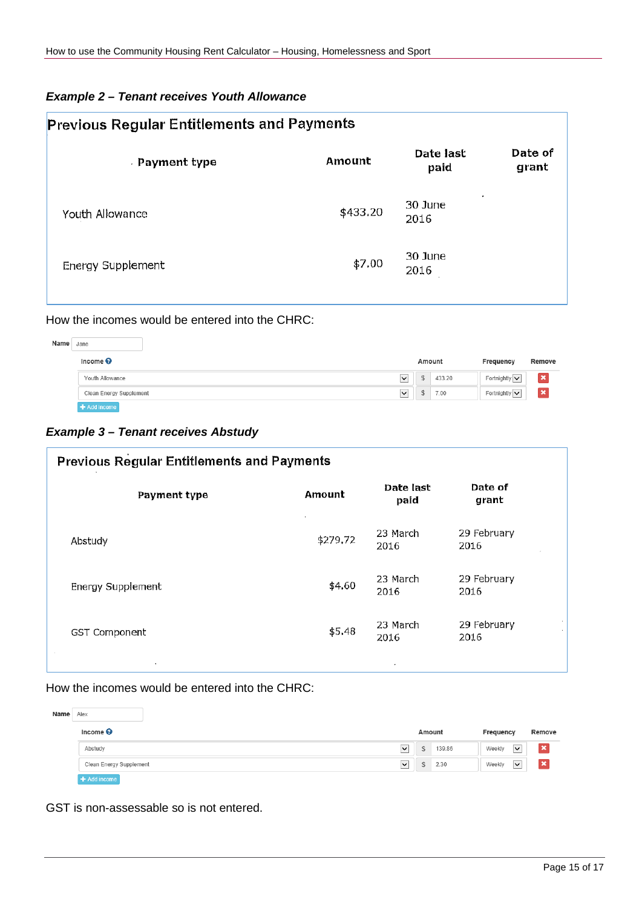### *Example 2 – Tenant receives Youth Allowance*

**Previous Regular Entitlements and Payments**

| Payment type | Amount | Date last paid | Date of grant |
|---|---|---|---|
| Youth Allowance | $433.20 | 30 June 2016 | |
| Energy Supplement | $7.00 | 30 June 2016 | |

How the incomes would be entered into the CHRC:

**Name** Jane

| Income | Amount | Frequency | Remove |
|---|---|---|---|
| Youth Allowance | $ 433.20 | Fortnightly | ✖ |
| Clean Energy Supplement | $ 7.00 | Fortnightly | ✖ |

+ Add income

### *Example 3 – Tenant receives Abstudy*

**Previous Regular Entitlements and Payments**

| Payment type | Amount | Date last paid | Date of grant |
|---|---|---|---|
| Abstudy | $279.72 | 23 March 2016 | 29 February 2016 |
| Energy Supplement | $4.60 | 23 March 2016 | 29 February 2016 |
| GST Component | $5.48 | 23 March 2016 | 29 February 2016 |

How the incomes would be entered into the CHRC:

**Name** Alex

| Income | Amount | Frequency | Remove |
|---|---|---|---|
| Abstudy | $ 139.86 | Weekly | ✖ |
| Clean Energy Supplement | $ 2.30 | Weekly | ✖ |

+ Add income

GST is non-assessable so is not entered.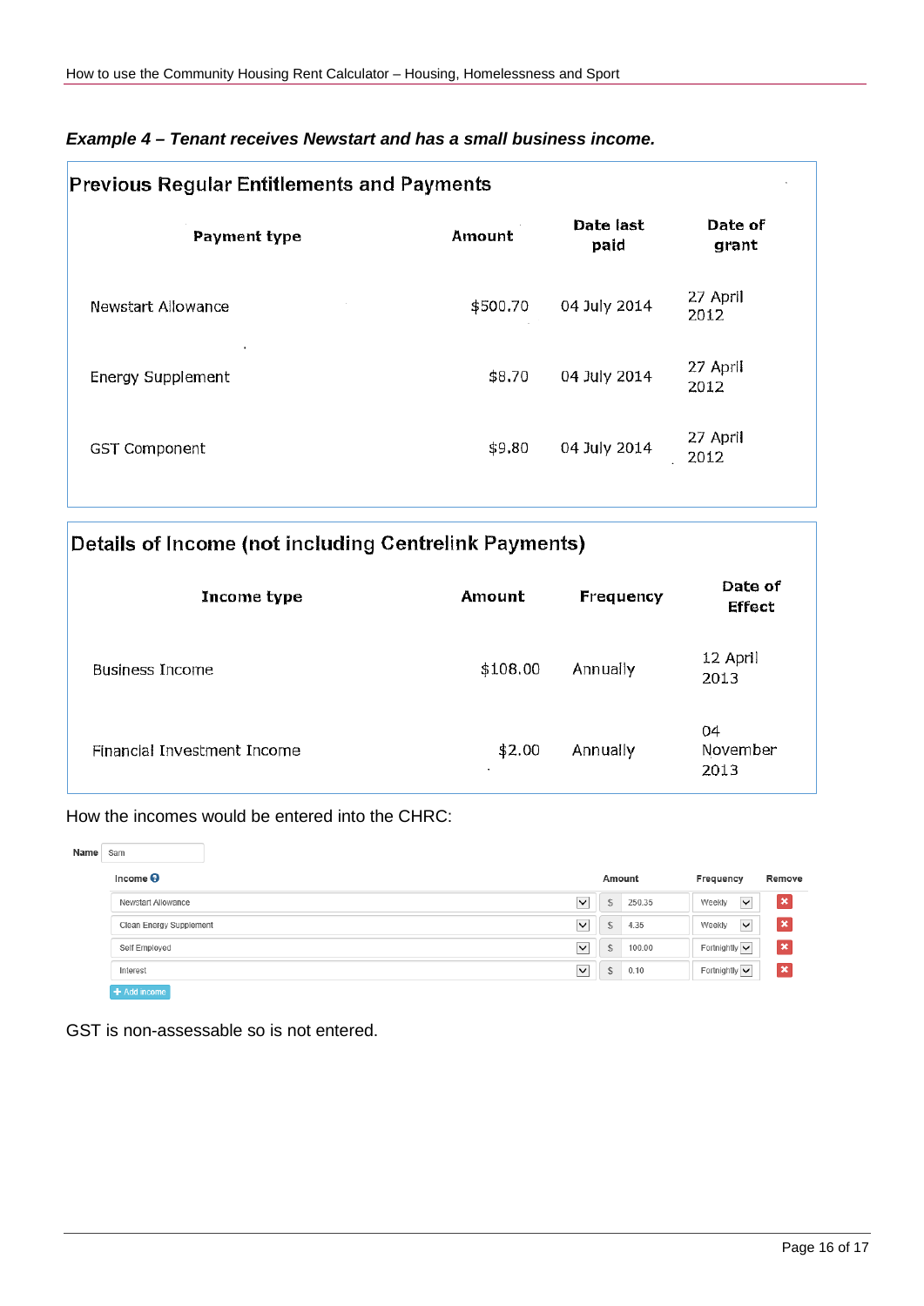***Example 4 – Tenant receives Newstart and has a small business income.***

**Previous Regular Entitlements and Payments**

| Payment type | Amount | Date last paid | Date of grant |
|---|---|---|---|
| Newstart Allowance | $500.70 | 04 July 2014 | 27 April 2012 |
| Energy Supplement | $8.70 | 04 July 2014 | 27 April 2012 |
| GST Component | $9.80 | 04 July 2014 | 27 April 2012 |

**Details of Income (not including Centrelink Payments)**

| Income type | Amount | Frequency | Date of Effect |
|---|---|---|---|
| Business Income | $108.00 | Annually | 12 April 2013 |
| Financial Investment Income | $2.00 | Annually | 04 November 2013 |

How the incomes would be entered into the CHRC:

Name: Sam

| Income | Amount | Frequency | Remove |
|---|---|---|---|
| Newstart Allowance | $ 250.35 | Weekly | ✖ |
| Clean Energy Supplement | $ 4.35 | Weekly | ✖ |
| Self Employed | $ 100.00 | Fortnightly | ✖ |
| Interest | $ 0.10 | Fortnightly | ✖ |

+ Add income

GST is non-assessable so is not entered.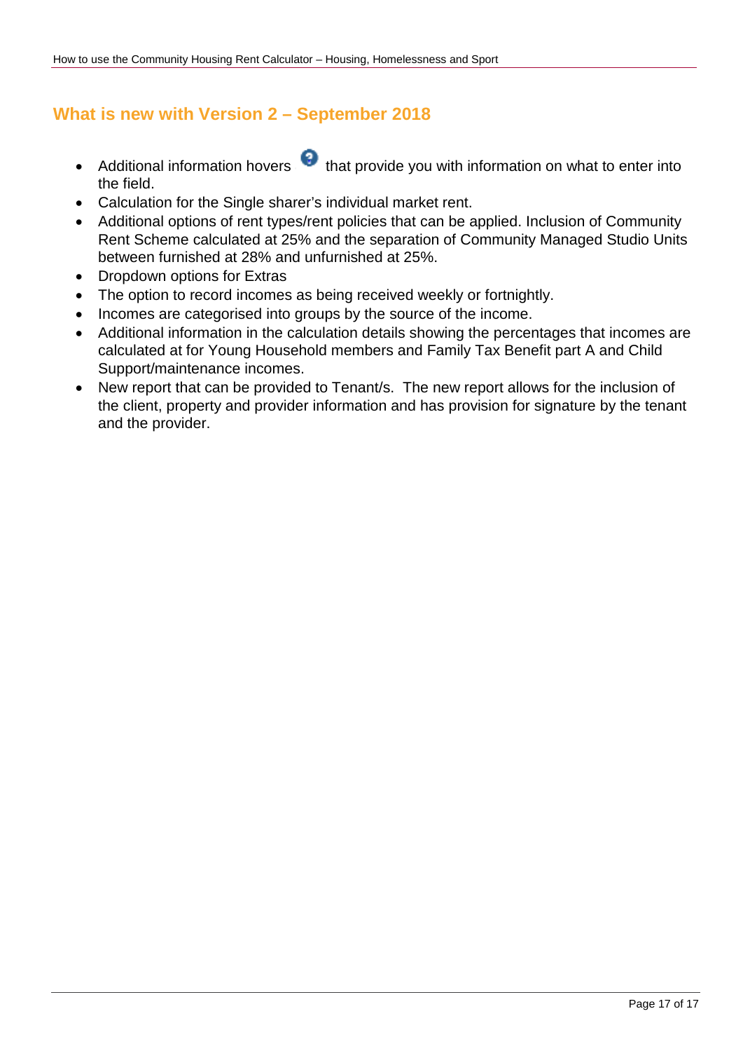## What is new with Version 2 – September 2018

- Additional information hovers that provide you with information on what to enter into the field.
- Calculation for the Single sharer's individual market rent.
- Additional options of rent types/rent policies that can be applied. Inclusion of Community Rent Scheme calculated at 25% and the separation of Community Managed Studio Units between furnished at 28% and unfurnished at 25%.
- Dropdown options for Extras
- The option to record incomes as being received weekly or fortnightly.
- Incomes are categorised into groups by the source of the income.
- Additional information in the calculation details showing the percentages that incomes are calculated at for Young Household members and Family Tax Benefit part A and Child Support/maintenance incomes.
- New report that can be provided to Tenant/s. The new report allows for the inclusion of the client, property and provider information and has provision for signature by the tenant and the provider.